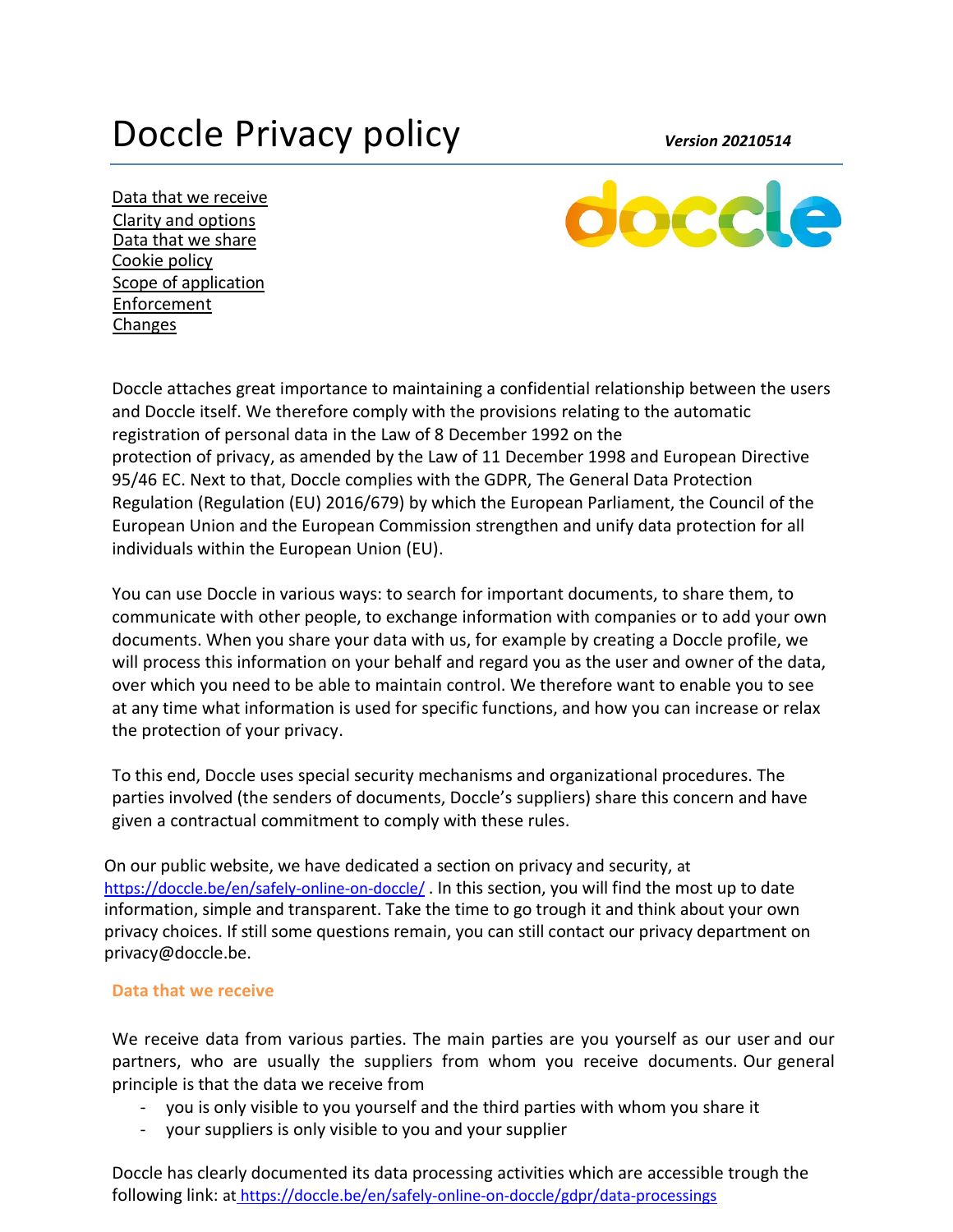# Doccle Privacy policy

***Version 20210514***

- Data that we receive
- Clarity and options
- Data that we share
- Cookie policy
- Scope of application
- Enforcement
- Changes

Doccle attaches great importance to maintaining a confidential relationship between the users and Doccle itself. We therefore comply with the provisions relating to the automatic registration of personal data in the Law of 8 December 1992 on the protection of privacy, as amended by the Law of 11 December 1998 and European Directive 95/46 EC. Next to that, Doccle complies with the GDPR, The General Data Protection Regulation (Regulation (EU) 2016/679) by which the European Parliament, the Council of the European Union and the European Commission strengthen and unify data protection for all individuals within the European Union (EU).

You can use Doccle in various ways: to search for important documents, to share them, to communicate with other people, to exchange information with companies or to add your own documents. When you share your data with us, for example by creating a Doccle profile, we will process this information on your behalf and regard you as the user and owner of the data, over which you need to be able to maintain control. We therefore want to enable you to see at any time what information is used for specific functions, and how you can increase or relax the protection of your privacy.

To this end, Doccle uses special security mechanisms and organizational procedures. The parties involved (the senders of documents, Doccle's suppliers) share this concern and have given a contractual commitment to comply with these rules.

On our public website, we have dedicated a section on privacy and security, at https://doccle.be/en/safely-online-on-doccle/ . In this section, you will find the most up to date information, simple and transparent. Take the time to go trough it and think about your own privacy choices. If still some questions remain, you can still contact our privacy department on privacy@doccle.be.

## Data that we receive

We receive data from various parties. The main parties are you yourself as our user and our partners, who are usually the suppliers from whom you receive documents. Our general principle is that the data we receive from

- you is only visible to you yourself and the third parties with whom you share it
- your suppliers is only visible to you and your supplier

Doccle has clearly documented its data processing activities which are accessible trough the following link: at https://doccle.be/en/safely-online-on-doccle/gdpr/data-processings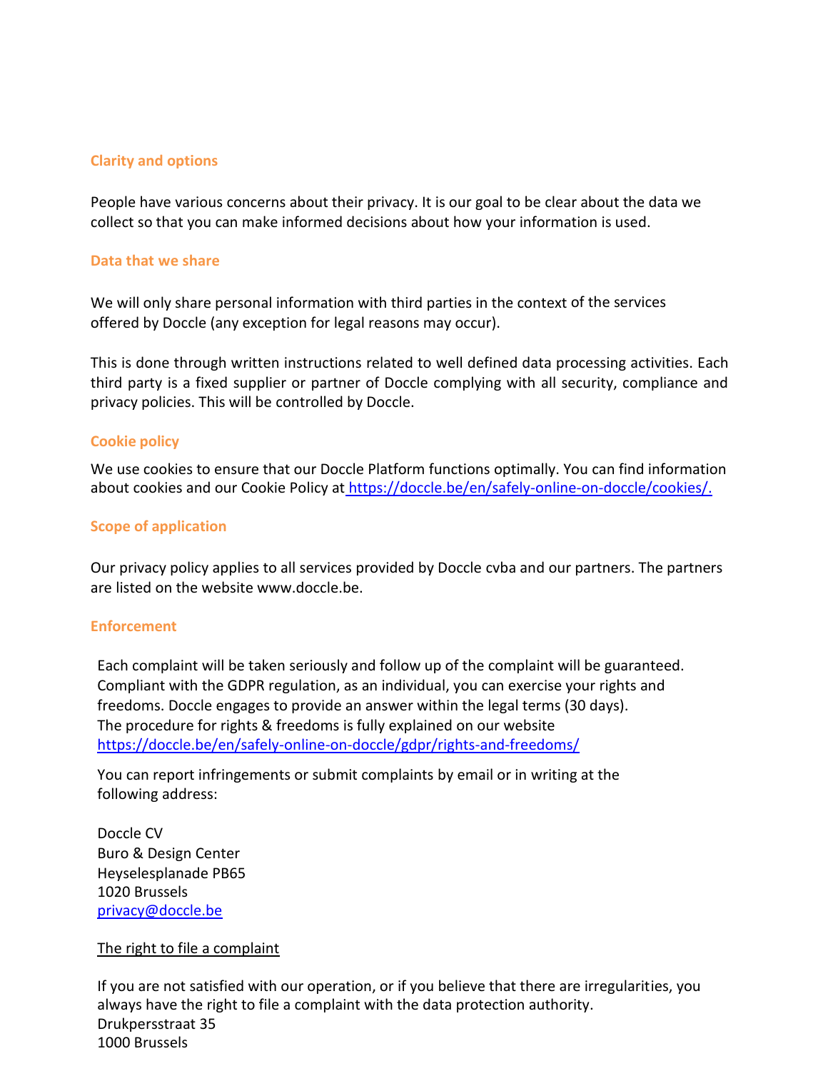### Clarity and options

People have various concerns about their privacy. It is our goal to be clear about the data we collect so that you can make informed decisions about how your information is used.

### Data that we share

We will only share personal information with third parties in the context of the services offered by Doccle (any exception for legal reasons may occur).

This is done through written instructions related to well defined data processing activities. Each third party is a fixed supplier or partner of Doccle complying with all security, compliance and privacy policies. This will be controlled by Doccle.

### Cookie policy

We use cookies to ensure that our Doccle Platform functions optimally. You can find information about cookies and our Cookie Policy at https://doccle.be/en/safely-online-on-doccle/cookies/.

### Scope of application

Our privacy policy applies to all services provided by Doccle cvba and our partners. The partners are listed on the website www.doccle.be.

### Enforcement

Each complaint will be taken seriously and follow up of the complaint will be guaranteed. Compliant with the GDPR regulation, as an individual, you can exercise your rights and freedoms. Doccle engages to provide an answer within the legal terms (30 days). The procedure for rights & freedoms is fully explained on our website https://doccle.be/en/safely-online-on-doccle/gdpr/rights-and-freedoms/

You can report infringements or submit complaints by email or in writing at the following address:

Doccle CV
Buro & Design Center
Heyselesplanade PB65
1020 Brussels
privacy@doccle.be

The right to file a complaint

If you are not satisfied with our operation, or if you believe that there are irregularities, you always have the right to file a complaint with the data protection authority.
Drukpersstraat 35
1000 Brussels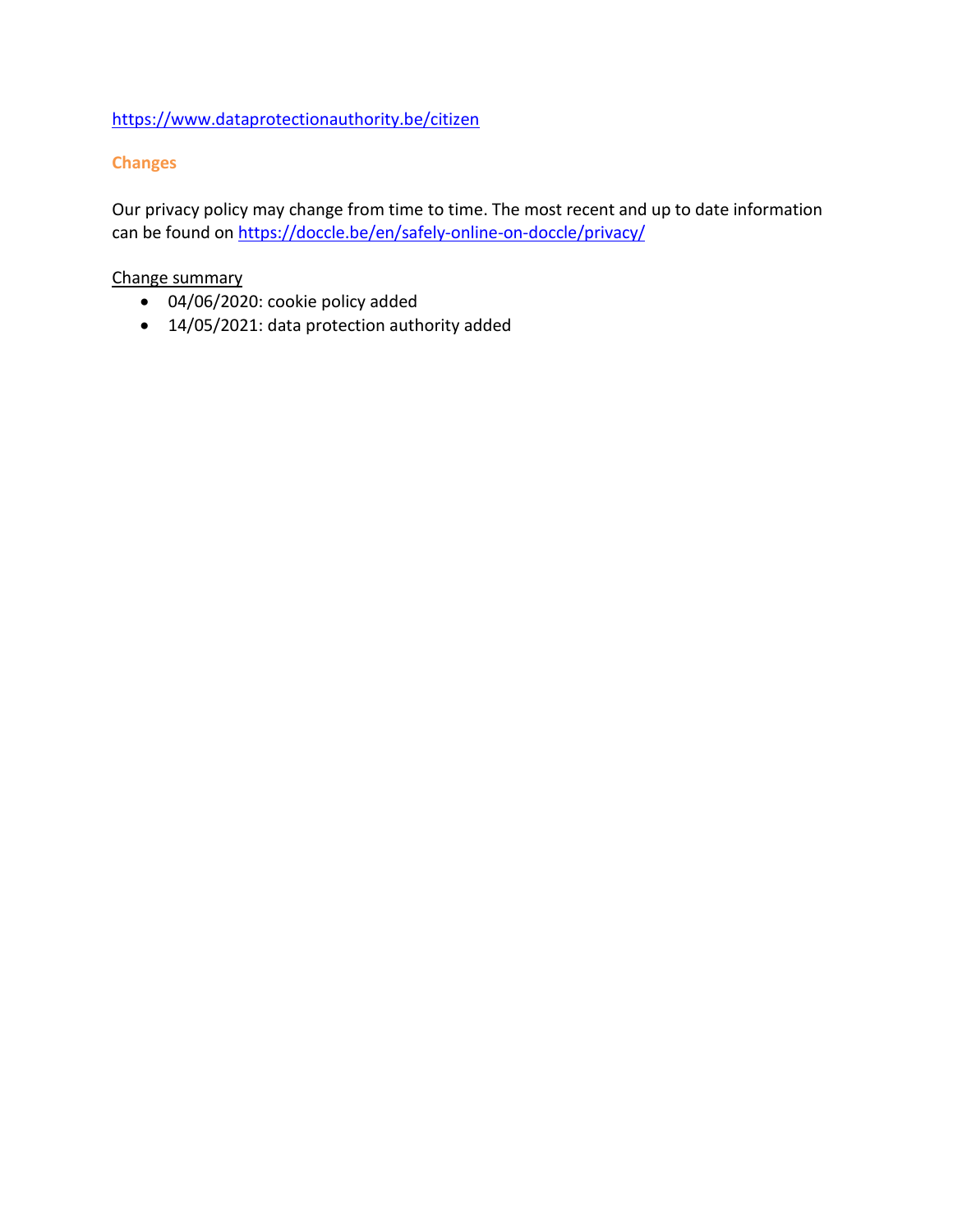https://www.dataprotectionauthority.be/citizen

## Changes

Our privacy policy may change from time to time. The most recent and up to date information can be found on https://doccle.be/en/safely-online-on-doccle/privacy/

Change summary

- 04/06/2020: cookie policy added
- 14/05/2021: data protection authority added